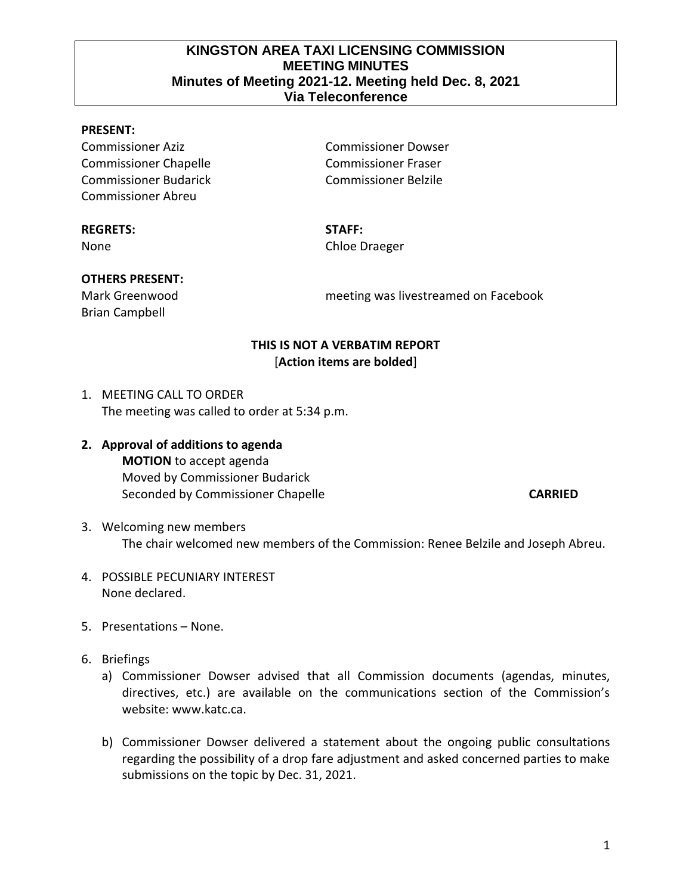# KINGSTON AREA TAXI LICENSING COMMISSION
## MEETING MINUTES
### Minutes of Meeting 2021-12. Meeting held Dec. 8, 2021
### Via Teleconference

**PRESENT:**

Commissioner Aziz
Commissioner Chapelle
Commissioner Budarick
Commissioner Abreu
Commissioner Dowser
Commissioner Fraser
Commissioner Belzile

**REGRETS:**
None

**STAFF:**
Chloe Draeger

**OTHERS PRESENT:**
Mark Greenwood
Brian Campbell

meeting was livestreamed on Facebook

**THIS IS NOT A VERBATIM REPORT**
[**Action items are bolded**]

1. MEETING CALL TO ORDER
   The meeting was called to order at 5:34 p.m.

2. **Approval of additions to agenda**
   **MOTION** to accept agenda
   Moved by Commissioner Budarick
   Seconded by Commissioner Chapelle **CARRIED**

3. Welcoming new members
   The chair welcomed new members of the Commission: Renee Belzile and Joseph Abreu.

4. POSSIBLE PECUNIARY INTEREST
   None declared.

5. Presentations – None.

6. Briefings
   a) Commissioner Dowser advised that all Commission documents (agendas, minutes, directives, etc.) are available on the communications section of the Commission's website: www.katc.ca.

   b) Commissioner Dowser delivered a statement about the ongoing public consultations regarding the possibility of a drop fare adjustment and asked concerned parties to make submissions on the topic by Dec. 31, 2021.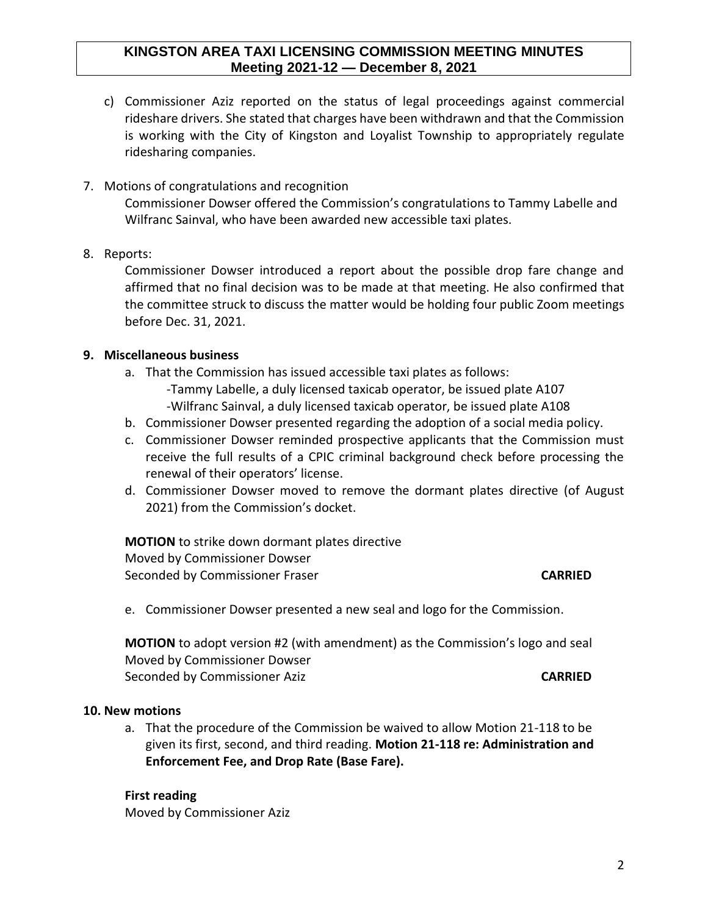c) Commissioner Aziz reported on the status of legal proceedings against commercial rideshare drivers. She stated that charges have been withdrawn and that the Commission is working with the City of Kingston and Loyalist Township to appropriately regulate ridesharing companies.

7. Motions of congratulations and recognition

   Commissioner Dowser offered the Commission's congratulations to Tammy Labelle and Wilfranc Sainval, who have been awarded new accessible taxi plates.

8. Reports:

   Commissioner Dowser introduced a report about the possible drop fare change and affirmed that no final decision was to be made at that meeting. He also confirmed that the committee struck to discuss the matter would be holding four public Zoom meetings before Dec. 31, 2021.

**9. Miscellaneous business**

a. That the Commission has issued accessible taxi plates as follows:
   - -Tammy Labelle, a duly licensed taxicab operator, be issued plate A107
   - -Wilfranc Sainval, a duly licensed taxicab operator, be issued plate A108

b. Commissioner Dowser presented regarding the adoption of a social media policy.

c. Commissioner Dowser reminded prospective applicants that the Commission must receive the full results of a CPIC criminal background check before processing the renewal of their operators' license.

d. Commissioner Dowser moved to remove the dormant plates directive (of August 2021) from the Commission's docket.

**MOTION** to strike down dormant plates directive
Moved by Commissioner Dowser
Seconded by Commissioner Fraser **CARRIED**

e. Commissioner Dowser presented a new seal and logo for the Commission.

**MOTION** to adopt version #2 (with amendment) as the Commission's logo and seal
Moved by Commissioner Dowser
Seconded by Commissioner Aziz **CARRIED**

**10. New motions**

a. That the procedure of the Commission be waived to allow Motion 21-118 to be given its first, second, and third reading. **Motion 21-118 re: Administration and Enforcement Fee, and Drop Rate (Base Fare).**

**First reading**
Moved by Commissioner Aziz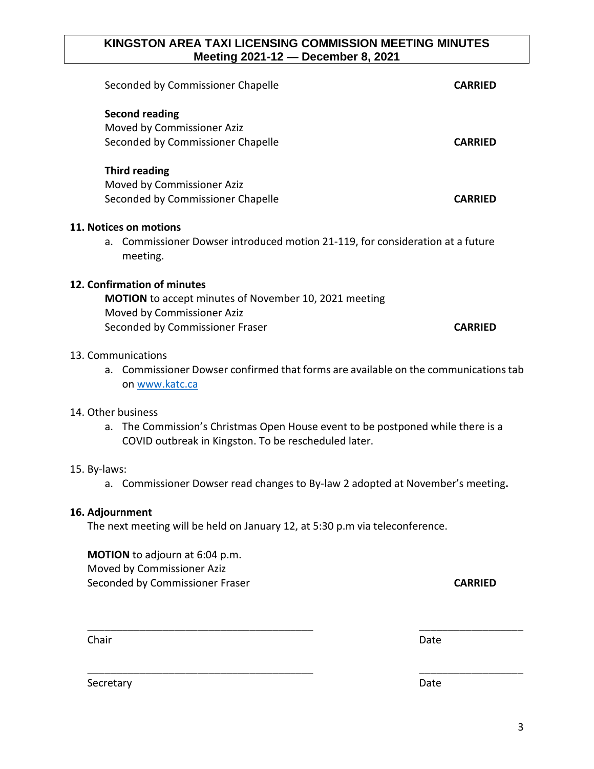Seconded by Commissioner Chapelle **CARRIED**

**Second reading**
Moved by Commissioner Aziz
Seconded by Commissioner Chapelle **CARRIED**

**Third reading**
Moved by Commissioner Aziz
Seconded by Commissioner Chapelle **CARRIED**

**11. Notices on motions**

a. Commissioner Dowser introduced motion 21-119, for consideration at a future meeting.

**12. Confirmation of minutes**

**MOTION** to accept minutes of November 10, 2021 meeting
Moved by Commissioner Aziz
Seconded by Commissioner Fraser **CARRIED**

13. Communications

a. Commissioner Dowser confirmed that forms are available on the communications tab on [www.katc.ca](www.katc.ca)

14. Other business

a. The Commission's Christmas Open House event to be postponed while there is a COVID outbreak in Kingston. To be rescheduled later.

15. By-laws:

a. Commissioner Dowser read changes to By-law 2 adopted at November's meeting**.**

**16. Adjournment**

The next meeting will be held on January 12, at 5:30 p.m via teleconference.

**MOTION** to adjourn at 6:04 p.m.
Moved by Commissioner Aziz
Seconded by Commissioner Fraser **CARRIED**

\_\_\_\_\_\_\_\_\_\_\_\_\_\_\_\_\_\_\_\_\_\_\_\_\_\_\_\_\_\_ \_\_\_\_\_\_\_\_\_\_\_\_\_\_\_

Chair Date

\_\_\_\_\_\_\_\_\_\_\_\_\_\_\_\_\_\_\_\_\_\_\_\_\_\_\_\_\_\_ \_\_\_\_\_\_\_\_\_\_\_\_\_\_\_

Secretary Date